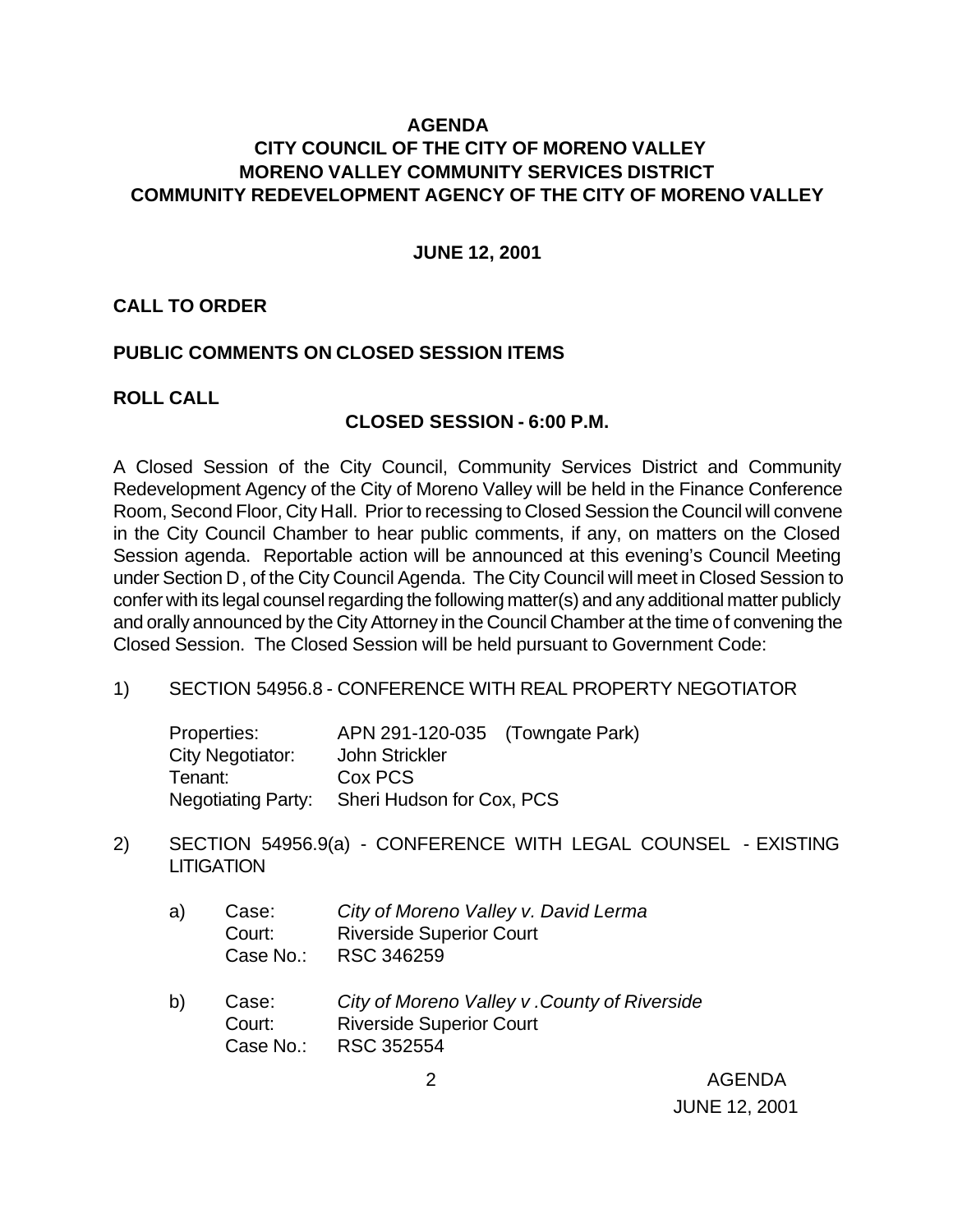# AGENDA
## CITY COUNCIL OF THE CITY OF MORENO VALLEY
## MORENO VALLEY COMMUNITY SERVICES DISTRICT
## COMMUNITY REDEVELOPMENT AGENCY OF THE CITY OF MORENO VALLEY

**JUNE 12, 2001**

**CALL TO ORDER**

**PUBLIC COMMENTS ON CLOSED SESSION ITEMS**

**ROLL CALL**

**CLOSED SESSION - 6:00 P.M.**

A Closed Session of the City Council, Community Services District and Community Redevelopment Agency of the City of Moreno Valley will be held in the Finance Conference Room, Second Floor, City Hall. Prior to recessing to Closed Session the Council will convene in the City Council Chamber to hear public comments, if any, on matters on the Closed Session agenda. Reportable action will be announced at this evening's Council Meeting under Section D, of the City Council Agenda. The City Council will meet in Closed Session to confer with its legal counsel regarding the following matter(s) and any additional matter publicly and orally announced by the City Attorney in the Council Chamber at the time of convening the Closed Session. The Closed Session will be held pursuant to Government Code:

1) SECTION 54956.8 - CONFERENCE WITH REAL PROPERTY NEGOTIATOR

   Properties: APN 291-120-035 (Towngate Park)
   City Negotiator: John Strickler
   Tenant: Cox PCS
   Negotiating Party: Sheri Hudson for Cox, PCS

2) SECTION 54956.9(a) - CONFERENCE WITH LEGAL COUNSEL - EXISTING LITIGATION

   a) Case: *City of Moreno Valley v. David Lerma*
      Court: Riverside Superior Court
      Case No.: RSC 346259

   b) Case: *City of Moreno Valley v .County of Riverside*
      Court: Riverside Superior Court
      Case No.: RSC 352554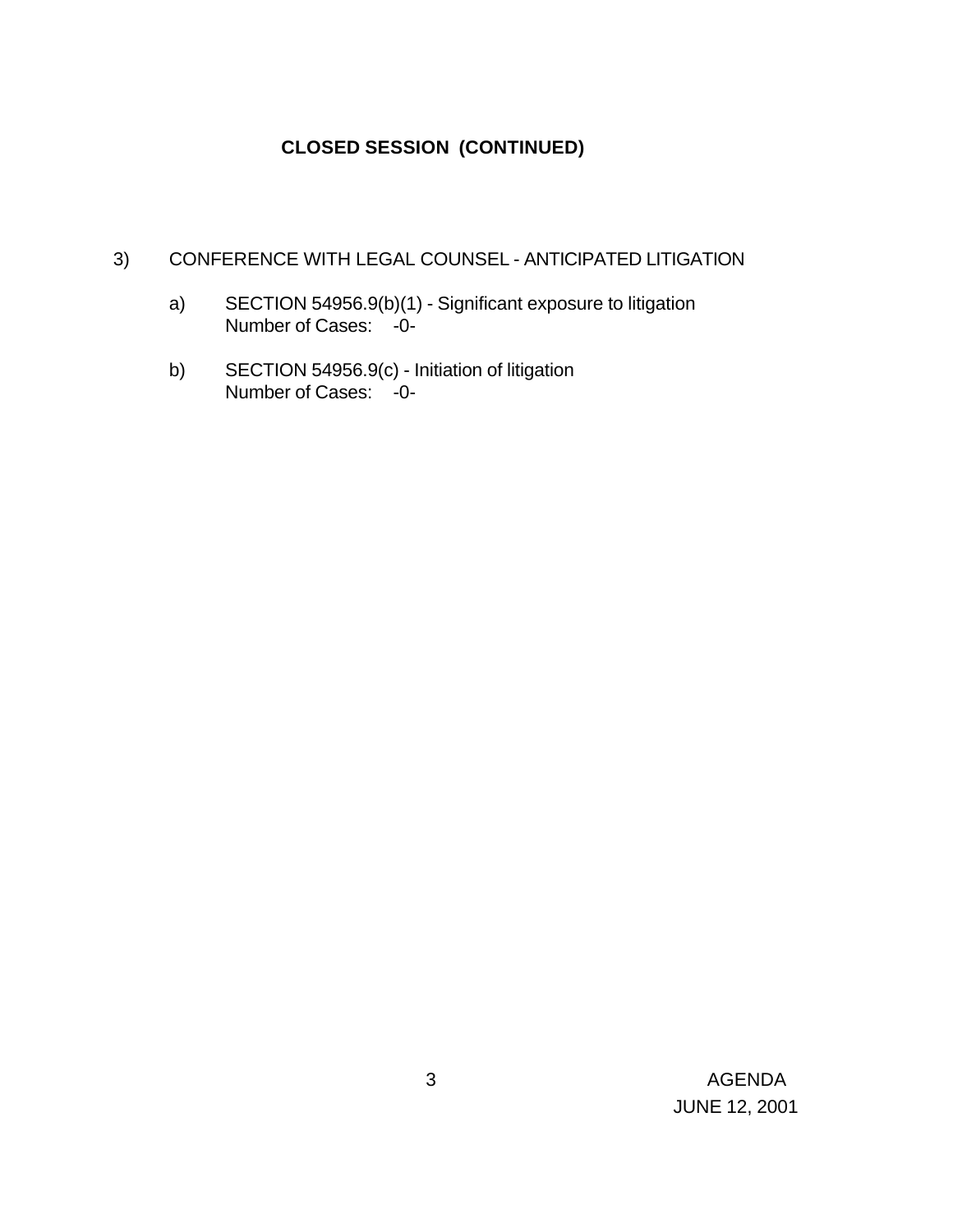## CLOSED SESSION (CONTINUED)

3) CONFERENCE WITH LEGAL COUNSEL - ANTICIPATED LITIGATION

   a) SECTION 54956.9(b)(1) - Significant exposure to litigation
      Number of Cases: -0-

   b) SECTION 54956.9(c) - Initiation of litigation
      Number of Cases: -0-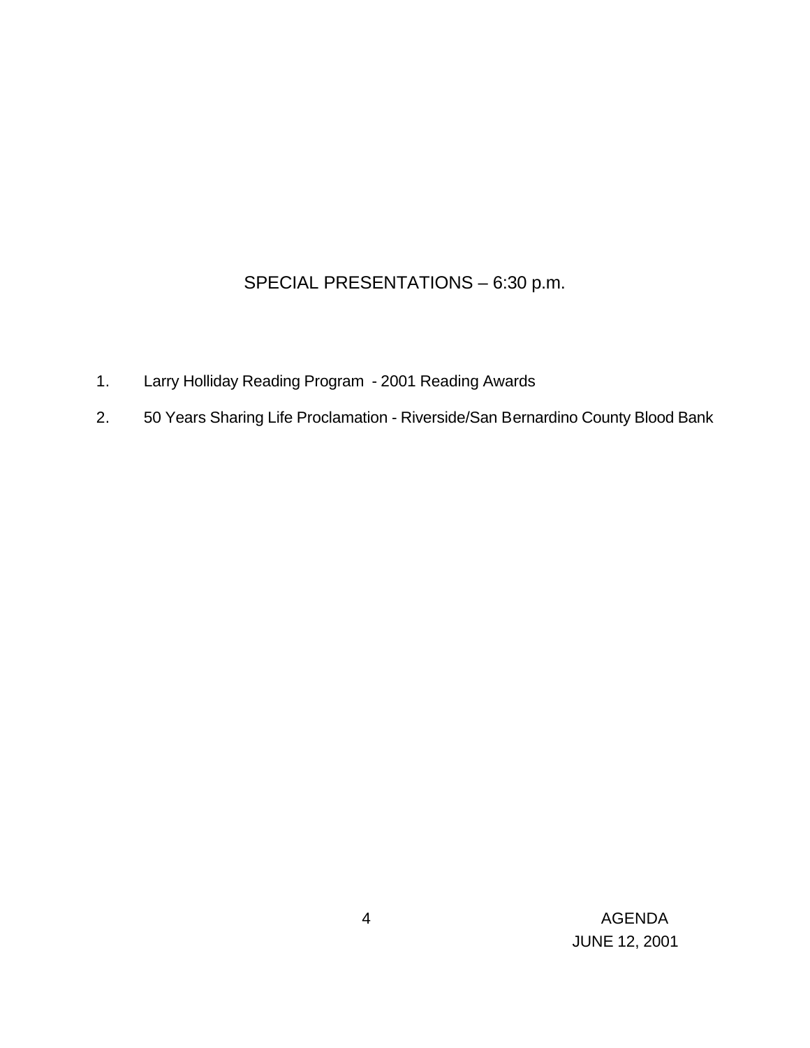## SPECIAL PRESENTATIONS – 6:30 p.m.

1. Larry Holliday Reading Program - 2001 Reading Awards
2. 50 Years Sharing Life Proclamation - Riverside/San Bernardino County Blood Bank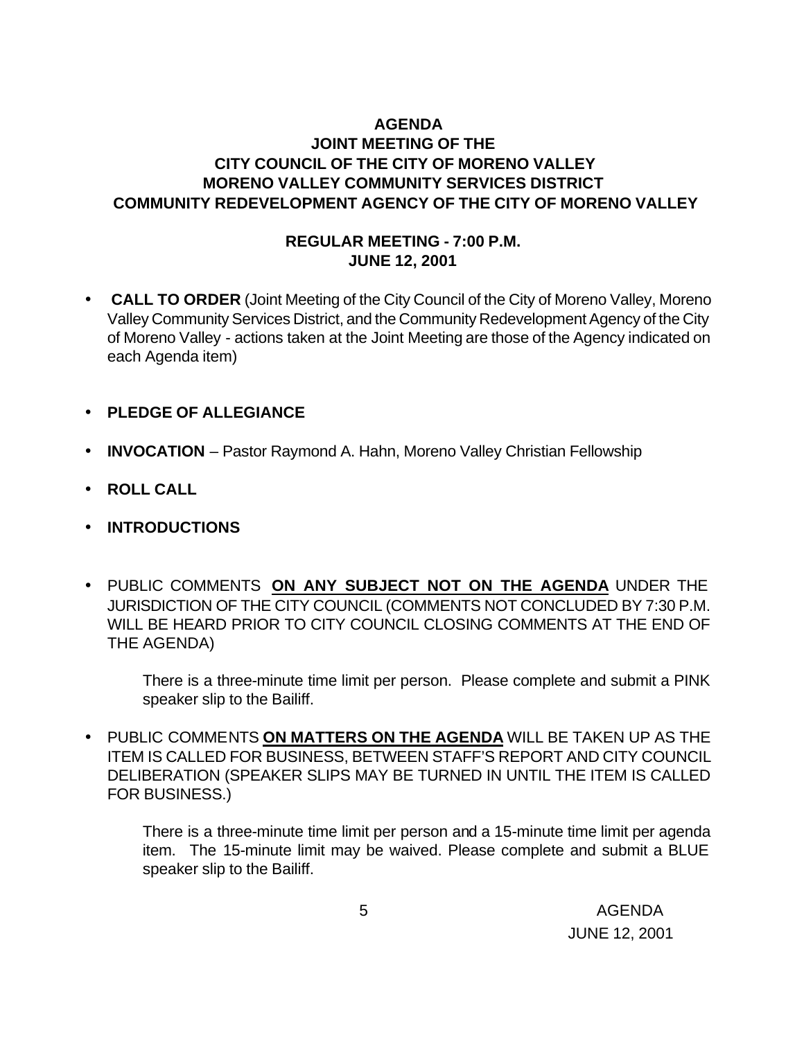**AGENDA**
**JOINT MEETING OF THE**
**CITY COUNCIL OF THE CITY OF MORENO VALLEY**
**MORENO VALLEY COMMUNITY SERVICES DISTRICT**
**COMMUNITY REDEVELOPMENT AGENCY OF THE CITY OF MORENO VALLEY**

**REGULAR MEETING - 7:00 P.M.**
**JUNE 12, 2001**

- **CALL TO ORDER** (Joint Meeting of the City Council of the City of Moreno Valley, Moreno Valley Community Services District, and the Community Redevelopment Agency of the City of Moreno Valley - actions taken at the Joint Meeting are those of the Agency indicated on each Agenda item)

- **PLEDGE OF ALLEGIANCE**

- **INVOCATION** – Pastor Raymond A. Hahn, Moreno Valley Christian Fellowship

- **ROLL CALL**

- **INTRODUCTIONS**

- PUBLIC COMMENTS **ON ANY SUBJECT NOT ON THE AGENDA** UNDER THE JURISDICTION OF THE CITY COUNCIL (COMMENTS NOT CONCLUDED BY 7:30 P.M. WILL BE HEARD PRIOR TO CITY COUNCIL CLOSING COMMENTS AT THE END OF THE AGENDA)

  There is a three-minute time limit per person. Please complete and submit a PINK speaker slip to the Bailiff.

- PUBLIC COMMENTS **ON MATTERS ON THE AGENDA** WILL BE TAKEN UP AS THE ITEM IS CALLED FOR BUSINESS, BETWEEN STAFF'S REPORT AND CITY COUNCIL DELIBERATION (SPEAKER SLIPS MAY BE TURNED IN UNTIL THE ITEM IS CALLED FOR BUSINESS.)

  There is a three-minute time limit per person and a 15-minute time limit per agenda item. The 15-minute limit may be waived. Please complete and submit a BLUE speaker slip to the Bailiff.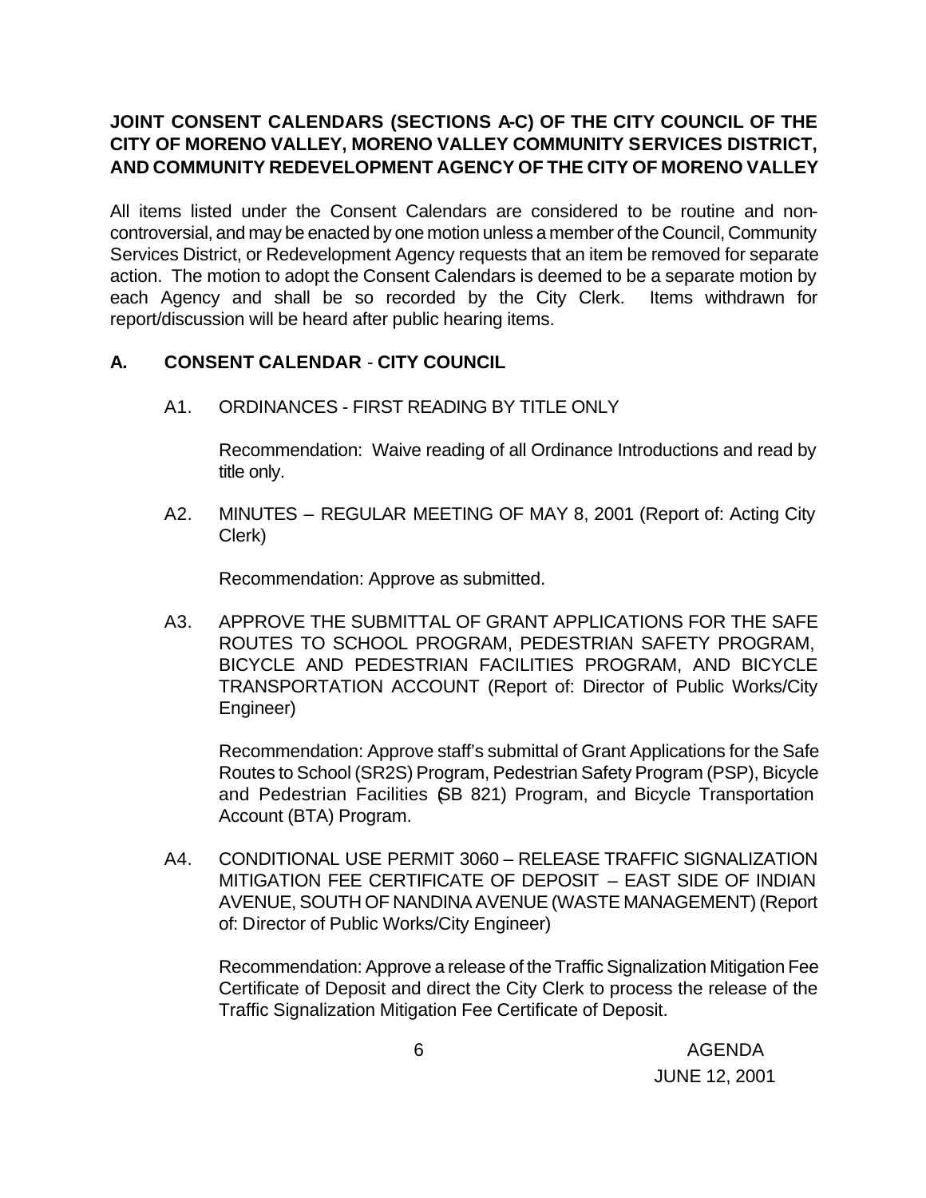**JOINT CONSENT CALENDARS (SECTIONS A-C) OF THE CITY COUNCIL OF THE CITY OF MORENO VALLEY, MORENO VALLEY COMMUNITY SERVICES DISTRICT, AND COMMUNITY REDEVELOPMENT AGENCY OF THE CITY OF MORENO VALLEY**

All items listed under the Consent Calendars are considered to be routine and non-controversial, and may be enacted by one motion unless a member of the Council, Community Services District, or Redevelopment Agency requests that an item be removed for separate action. The motion to adopt the Consent Calendars is deemed to be a separate motion by each Agency and shall be so recorded by the City Clerk. Items withdrawn for report/discussion will be heard after public hearing items.

## A. CONSENT CALENDAR - CITY COUNCIL

A1. ORDINANCES - FIRST READING BY TITLE ONLY

Recommendation: Waive reading of all Ordinance Introductions and read by title only.

A2. MINUTES – REGULAR MEETING OF MAY 8, 2001 (Report of: Acting City Clerk)

Recommendation: Approve as submitted.

A3. APPROVE THE SUBMITTAL OF GRANT APPLICATIONS FOR THE SAFE ROUTES TO SCHOOL PROGRAM, PEDESTRIAN SAFETY PROGRAM, BICYCLE AND PEDESTRIAN FACILITIES PROGRAM, AND BICYCLE TRANSPORTATION ACCOUNT (Report of: Director of Public Works/City Engineer)

Recommendation: Approve staff's submittal of Grant Applications for the Safe Routes to School (SR2S) Program, Pedestrian Safety Program (PSP), Bicycle and Pedestrian Facilities (SB 821) Program, and Bicycle Transportation Account (BTA) Program.

A4. CONDITIONAL USE PERMIT 3060 – RELEASE TRAFFIC SIGNALIZATION MITIGATION FEE CERTIFICATE OF DEPOSIT – EAST SIDE OF INDIAN AVENUE, SOUTH OF NANDINA AVENUE (WASTE MANAGEMENT) (Report of: Director of Public Works/City Engineer)

Recommendation: Approve a release of the Traffic Signalization Mitigation Fee Certificate of Deposit and direct the City Clerk to process the release of the Traffic Signalization Mitigation Fee Certificate of Deposit.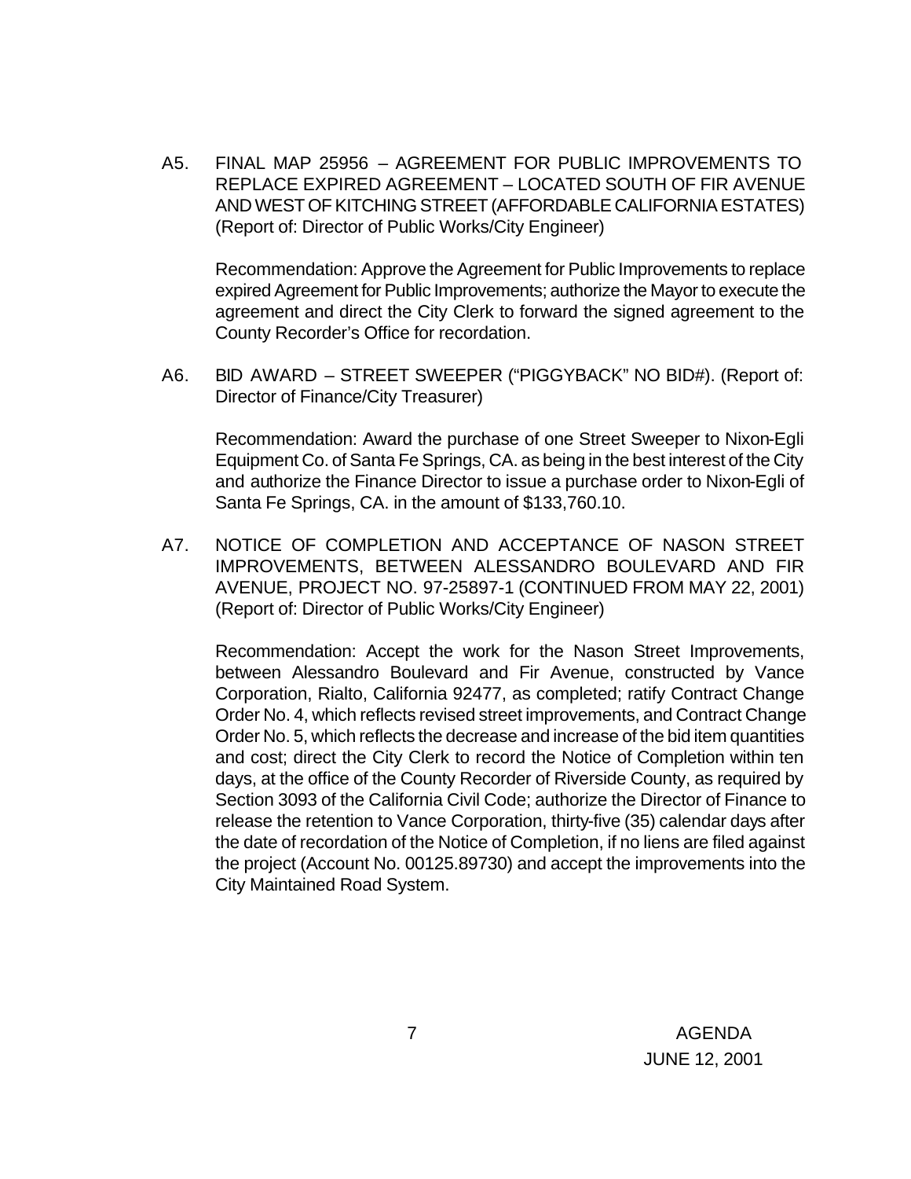A5. FINAL MAP 25956 – AGREEMENT FOR PUBLIC IMPROVEMENTS TO REPLACE EXPIRED AGREEMENT – LOCATED SOUTH OF FIR AVENUE AND WEST OF KITCHING STREET (AFFORDABLE CALIFORNIA ESTATES) (Report of: Director of Public Works/City Engineer)

Recommendation: Approve the Agreement for Public Improvements to replace expired Agreement for Public Improvements; authorize the Mayor to execute the agreement and direct the City Clerk to forward the signed agreement to the County Recorder's Office for recordation.

A6. BID AWARD – STREET SWEEPER ("PIGGYBACK" NO BID#). (Report of: Director of Finance/City Treasurer)

Recommendation: Award the purchase of one Street Sweeper to Nixon-Egli Equipment Co. of Santa Fe Springs, CA. as being in the best interest of the City and authorize the Finance Director to issue a purchase order to Nixon-Egli of Santa Fe Springs, CA. in the amount of $133,760.10.

A7. NOTICE OF COMPLETION AND ACCEPTANCE OF NASON STREET IMPROVEMENTS, BETWEEN ALESSANDRO BOULEVARD AND FIR AVENUE, PROJECT NO. 97-25897-1 (CONTINUED FROM MAY 22, 2001) (Report of: Director of Public Works/City Engineer)

Recommendation: Accept the work for the Nason Street Improvements, between Alessandro Boulevard and Fir Avenue, constructed by Vance Corporation, Rialto, California 92477, as completed; ratify Contract Change Order No. 4, which reflects revised street improvements, and Contract Change Order No. 5, which reflects the decrease and increase of the bid item quantities and cost; direct the City Clerk to record the Notice of Completion within ten days, at the office of the County Recorder of Riverside County, as required by Section 3093 of the California Civil Code; authorize the Director of Finance to release the retention to Vance Corporation, thirty-five (35) calendar days after the date of recordation of the Notice of Completion, if no liens are filed against the project (Account No. 00125.89730) and accept the improvements into the City Maintained Road System.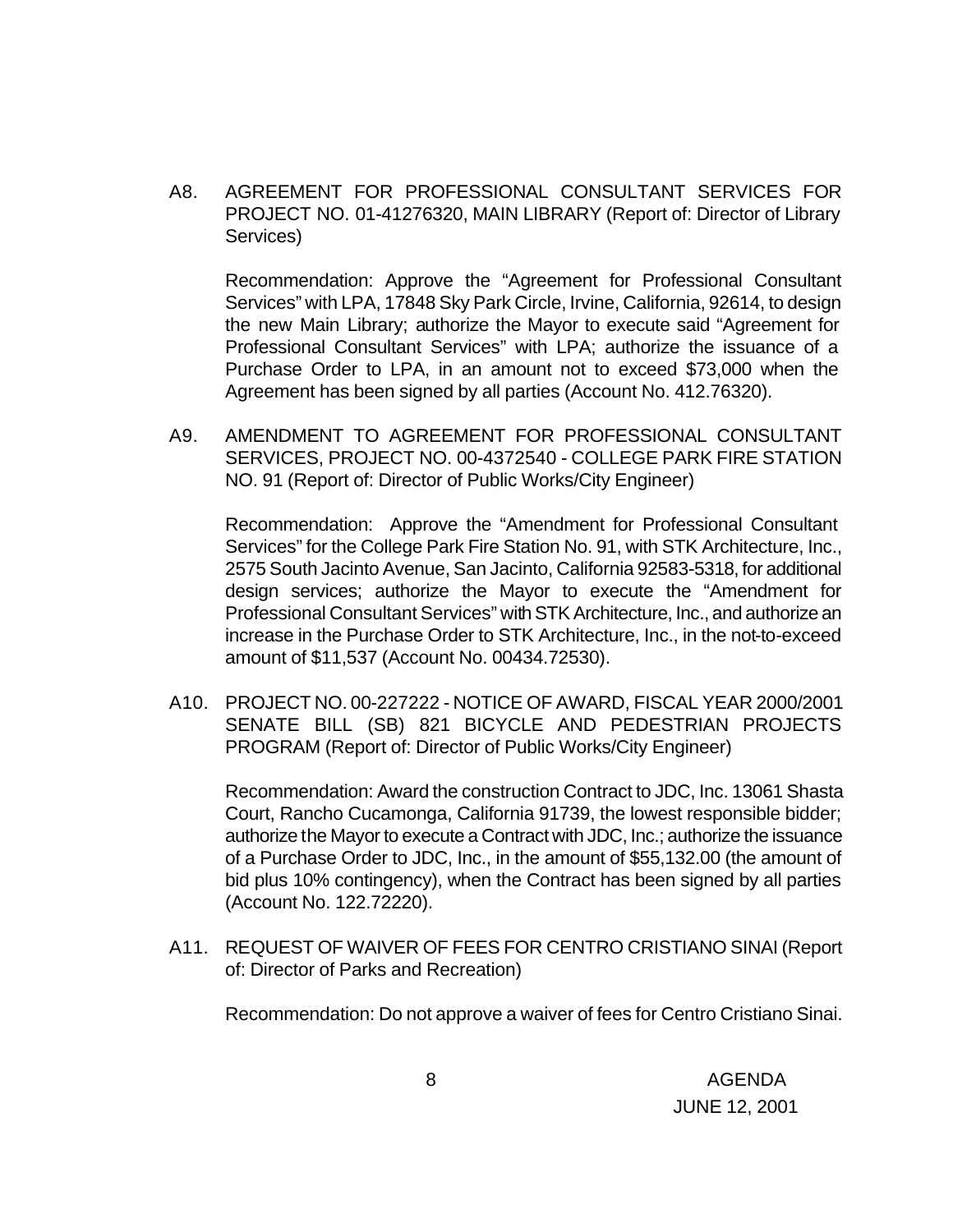A8. AGREEMENT FOR PROFESSIONAL CONSULTANT SERVICES FOR PROJECT NO. 01-41276320, MAIN LIBRARY (Report of: Director of Library Services)

Recommendation: Approve the "Agreement for Professional Consultant Services" with LPA, 17848 Sky Park Circle, Irvine, California, 92614, to design the new Main Library; authorize the Mayor to execute said "Agreement for Professional Consultant Services" with LPA; authorize the issuance of a Purchase Order to LPA, in an amount not to exceed $73,000 when the Agreement has been signed by all parties (Account No. 412.76320).

A9. AMENDMENT TO AGREEMENT FOR PROFESSIONAL CONSULTANT SERVICES, PROJECT NO. 00-4372540 - COLLEGE PARK FIRE STATION NO. 91 (Report of: Director of Public Works/City Engineer)

Recommendation: Approve the "Amendment for Professional Consultant Services" for the College Park Fire Station No. 91, with STK Architecture, Inc., 2575 South Jacinto Avenue, San Jacinto, California 92583-5318, for additional design services; authorize the Mayor to execute the "Amendment for Professional Consultant Services" with STK Architecture, Inc., and authorize an increase in the Purchase Order to STK Architecture, Inc., in the not-to-exceed amount of $11,537 (Account No. 00434.72530).

A10. PROJECT NO. 00-227222 - NOTICE OF AWARD, FISCAL YEAR 2000/2001 SENATE BILL (SB) 821 BICYCLE AND PEDESTRIAN PROJECTS PROGRAM (Report of: Director of Public Works/City Engineer)

Recommendation: Award the construction Contract to JDC, Inc. 13061 Shasta Court, Rancho Cucamonga, California 91739, the lowest responsible bidder; authorize the Mayor to execute a Contract with JDC, Inc.; authorize the issuance of a Purchase Order to JDC, Inc., in the amount of $55,132.00 (the amount of bid plus 10% contingency), when the Contract has been signed by all parties (Account No. 122.72220).

A11. REQUEST OF WAIVER OF FEES FOR CENTRO CRISTIANO SINAI (Report of: Director of Parks and Recreation)

Recommendation: Do not approve a waiver of fees for Centro Cristiano Sinai.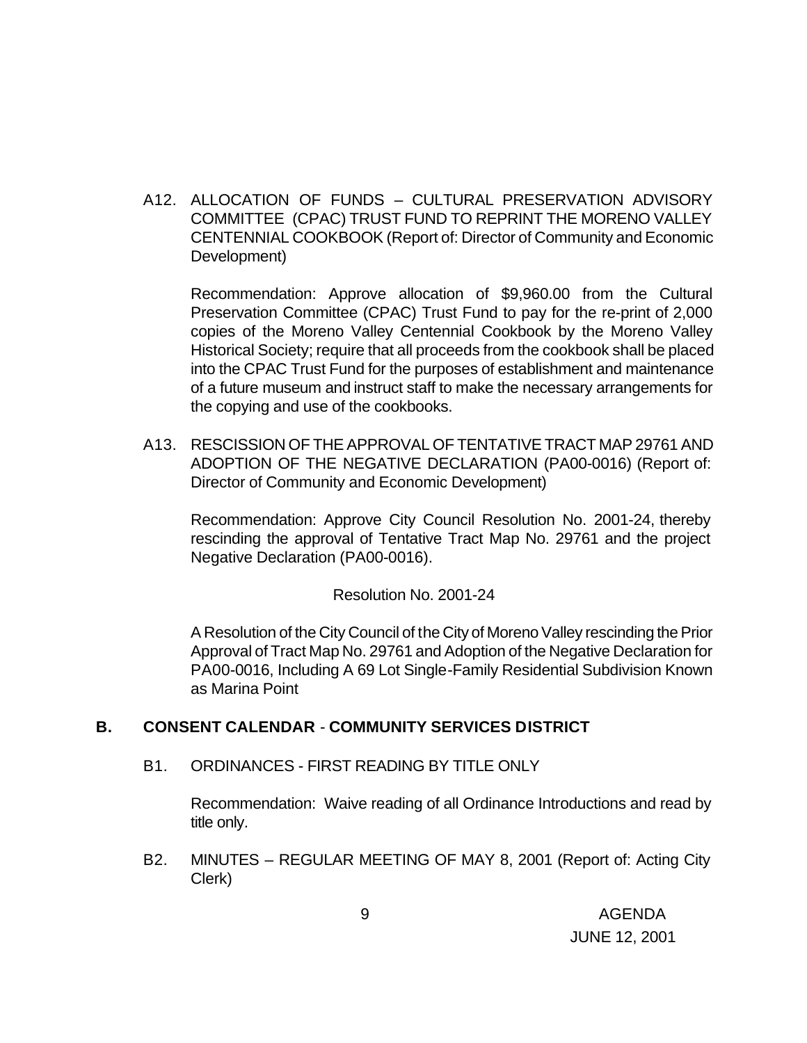A12. ALLOCATION OF FUNDS – CULTURAL PRESERVATION ADVISORY COMMITTEE (CPAC) TRUST FUND TO REPRINT THE MORENO VALLEY CENTENNIAL COOKBOOK (Report of: Director of Community and Economic Development)

Recommendation: Approve allocation of $9,960.00 from the Cultural Preservation Committee (CPAC) Trust Fund to pay for the re-print of 2,000 copies of the Moreno Valley Centennial Cookbook by the Moreno Valley Historical Society; require that all proceeds from the cookbook shall be placed into the CPAC Trust Fund for the purposes of establishment and maintenance of a future museum and instruct staff to make the necessary arrangements for the copying and use of the cookbooks.

A13. RESCISSION OF THE APPROVAL OF TENTATIVE TRACT MAP 29761 AND ADOPTION OF THE NEGATIVE DECLARATION (PA00-0016) (Report of: Director of Community and Economic Development)

Recommendation: Approve City Council Resolution No. 2001-24, thereby rescinding the approval of Tentative Tract Map No. 29761 and the project Negative Declaration (PA00-0016).

Resolution No. 2001-24

A Resolution of the City Council of the City of Moreno Valley rescinding the Prior Approval of Tract Map No. 29761 and Adoption of the Negative Declaration for PA00-0016, Including A 69 Lot Single-Family Residential Subdivision Known as Marina Point

## B. CONSENT CALENDAR - COMMUNITY SERVICES DISTRICT

B1. ORDINANCES - FIRST READING BY TITLE ONLY

Recommendation: Waive reading of all Ordinance Introductions and read by title only.

B2. MINUTES – REGULAR MEETING OF MAY 8, 2001 (Report of: Acting City Clerk)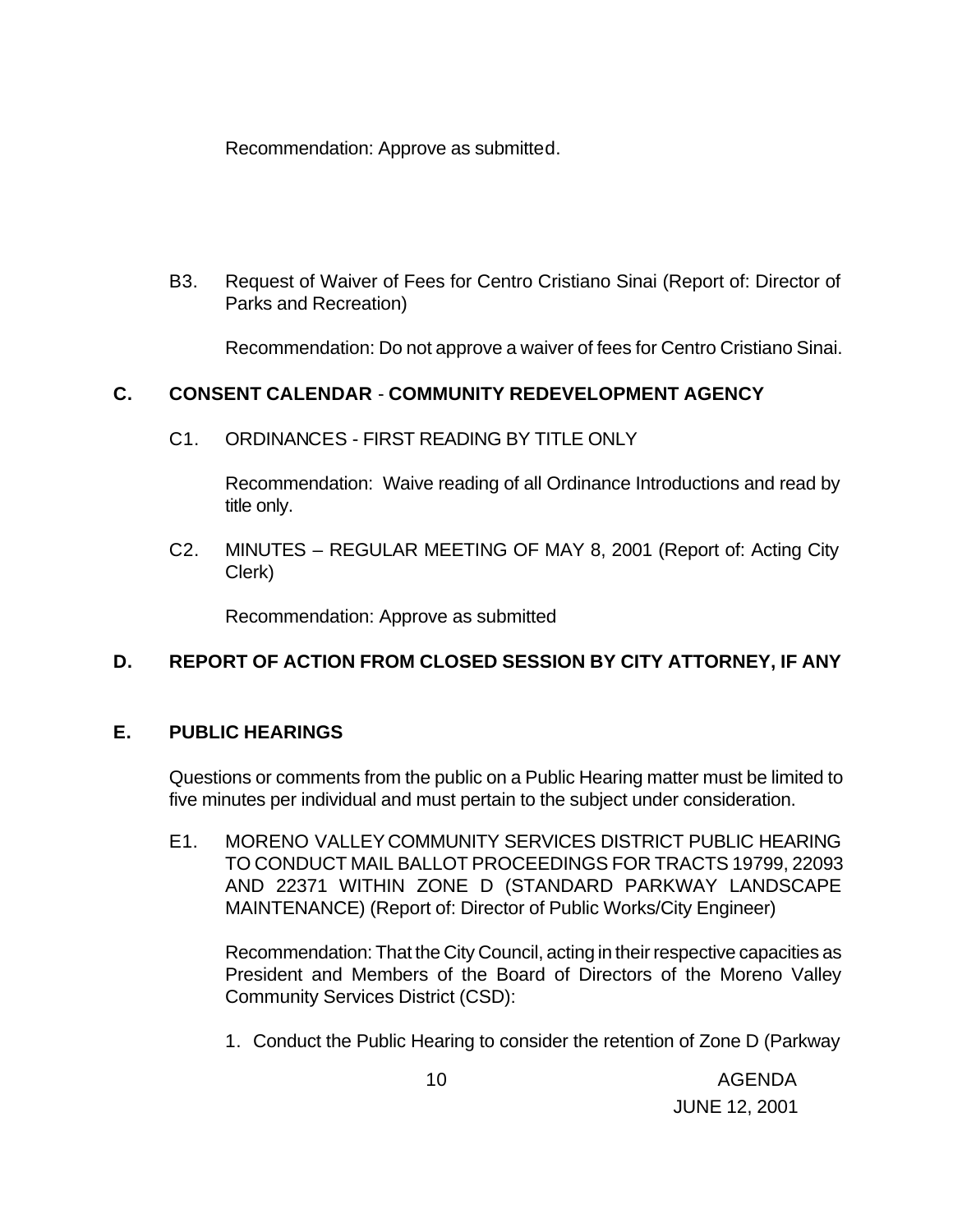Recommendation: Approve as submitted.

B3. Request of Waiver of Fees for Centro Cristiano Sinai (Report of: Director of Parks and Recreation)

Recommendation: Do not approve a waiver of fees for Centro Cristiano Sinai.

## C. CONSENT CALENDAR - COMMUNITY REDEVELOPMENT AGENCY

C1. ORDINANCES - FIRST READING BY TITLE ONLY

Recommendation: Waive reading of all Ordinance Introductions and read by title only.

C2. MINUTES – REGULAR MEETING OF MAY 8, 2001 (Report of: Acting City Clerk)

Recommendation: Approve as submitted

## D. REPORT OF ACTION FROM CLOSED SESSION BY CITY ATTORNEY, IF ANY

## E. PUBLIC HEARINGS

Questions or comments from the public on a Public Hearing matter must be limited to five minutes per individual and must pertain to the subject under consideration.

E1. MORENO VALLEY COMMUNITY SERVICES DISTRICT PUBLIC HEARING TO CONDUCT MAIL BALLOT PROCEEDINGS FOR TRACTS 19799, 22093 AND 22371 WITHIN ZONE D (STANDARD PARKWAY LANDSCAPE MAINTENANCE) (Report of: Director of Public Works/City Engineer)

Recommendation: That the City Council, acting in their respective capacities as President and Members of the Board of Directors of the Moreno Valley Community Services District (CSD):

1. Conduct the Public Hearing to consider the retention of Zone D (Parkway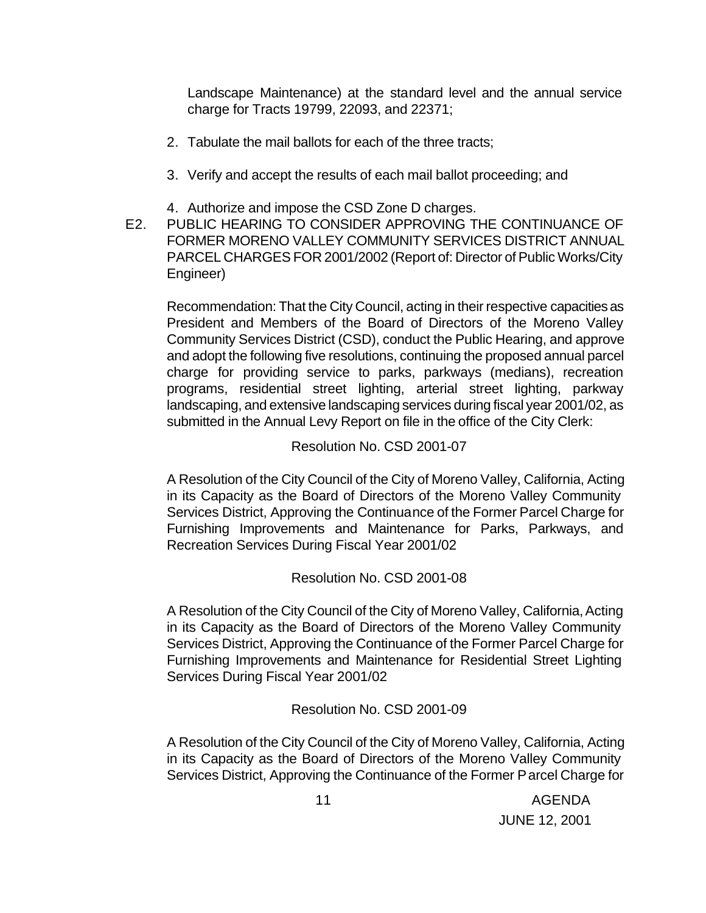Landscape Maintenance) at the standard level and the annual service charge for Tracts 19799, 22093, and 22371;

2. Tabulate the mail ballots for each of the three tracts;

3. Verify and accept the results of each mail ballot proceeding; and

4. Authorize and impose the CSD Zone D charges.

E2. PUBLIC HEARING TO CONSIDER APPROVING THE CONTINUANCE OF FORMER MORENO VALLEY COMMUNITY SERVICES DISTRICT ANNUAL PARCEL CHARGES FOR 2001/2002 (Report of: Director of Public Works/City Engineer)

Recommendation: That the City Council, acting in their respective capacities as President and Members of the Board of Directors of the Moreno Valley Community Services District (CSD), conduct the Public Hearing, and approve and adopt the following five resolutions, continuing the proposed annual parcel charge for providing service to parks, parkways (medians), recreation programs, residential street lighting, arterial street lighting, parkway landscaping, and extensive landscaping services during fiscal year 2001/02, as submitted in the Annual Levy Report on file in the office of the City Clerk:

Resolution No. CSD 2001-07

A Resolution of the City Council of the City of Moreno Valley, California, Acting in its Capacity as the Board of Directors of the Moreno Valley Community Services District, Approving the Continuance of the Former Parcel Charge for Furnishing Improvements and Maintenance for Parks, Parkways, and Recreation Services During Fiscal Year 2001/02

Resolution No. CSD 2001-08

A Resolution of the City Council of the City of Moreno Valley, California, Acting in its Capacity as the Board of Directors of the Moreno Valley Community Services District, Approving the Continuance of the Former Parcel Charge for Furnishing Improvements and Maintenance for Residential Street Lighting Services During Fiscal Year 2001/02

Resolution No. CSD 2001-09

A Resolution of the City Council of the City of Moreno Valley, California, Acting in its Capacity as the Board of Directors of the Moreno Valley Community Services District, Approving the Continuance of the Former Parcel Charge for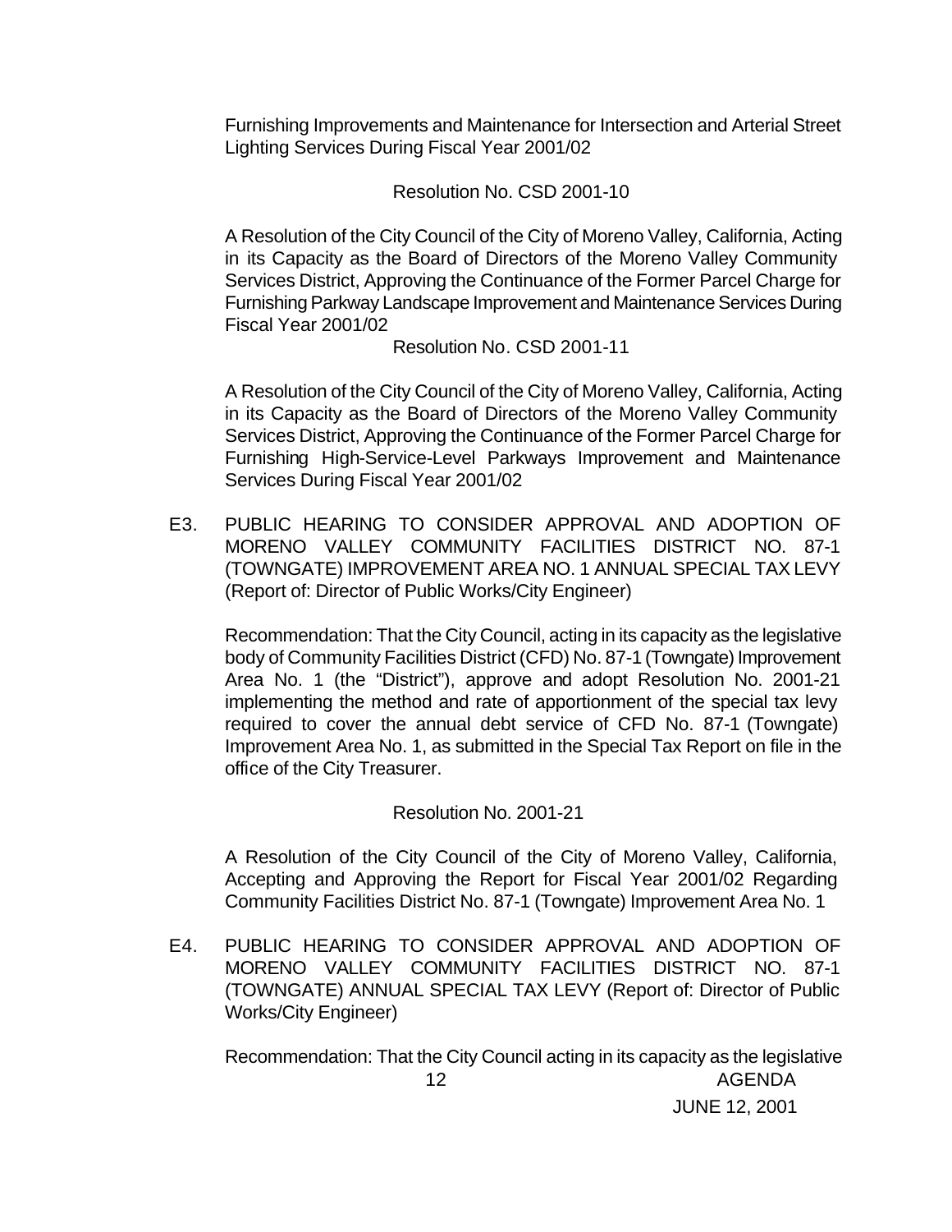Furnishing Improvements and Maintenance for Intersection and Arterial Street Lighting Services During Fiscal Year 2001/02

Resolution No. CSD 2001-10

A Resolution of the City Council of the City of Moreno Valley, California, Acting in its Capacity as the Board of Directors of the Moreno Valley Community Services District, Approving the Continuance of the Former Parcel Charge for Furnishing Parkway Landscape Improvement and Maintenance Services During Fiscal Year 2001/02

Resolution No. CSD 2001-11

A Resolution of the City Council of the City of Moreno Valley, California, Acting in its Capacity as the Board of Directors of the Moreno Valley Community Services District, Approving the Continuance of the Former Parcel Charge for Furnishing High-Service-Level Parkways Improvement and Maintenance Services During Fiscal Year 2001/02

E3. PUBLIC HEARING TO CONSIDER APPROVAL AND ADOPTION OF MORENO VALLEY COMMUNITY FACILITIES DISTRICT NO. 87-1 (TOWNGATE) IMPROVEMENT AREA NO. 1 ANNUAL SPECIAL TAX LEVY (Report of: Director of Public Works/City Engineer)

Recommendation: That the City Council, acting in its capacity as the legislative body of Community Facilities District (CFD) No. 87-1 (Towngate) Improvement Area No. 1 (the "District"), approve and adopt Resolution No. 2001-21 implementing the method and rate of apportionment of the special tax levy required to cover the annual debt service of CFD No. 87-1 (Towngate) Improvement Area No. 1, as submitted in the Special Tax Report on file in the office of the City Treasurer.

Resolution No. 2001-21

A Resolution of the City Council of the City of Moreno Valley, California, Accepting and Approving the Report for Fiscal Year 2001/02 Regarding Community Facilities District No. 87-1 (Towngate) Improvement Area No. 1

E4. PUBLIC HEARING TO CONSIDER APPROVAL AND ADOPTION OF MORENO VALLEY COMMUNITY FACILITIES DISTRICT NO. 87-1 (TOWNGATE) ANNUAL SPECIAL TAX LEVY (Report of: Director of Public Works/City Engineer)

Recommendation: That the City Council acting in its capacity as the legislative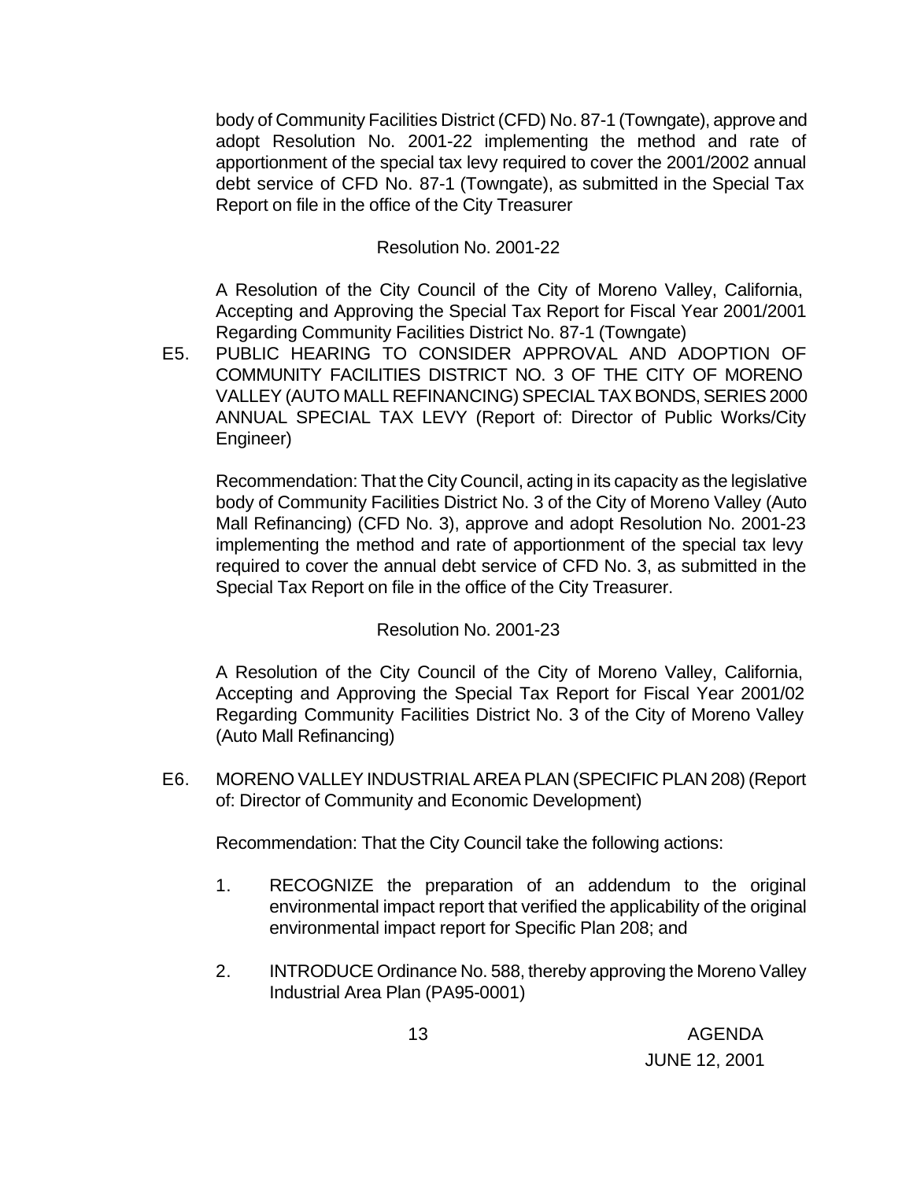body of Community Facilities District (CFD) No. 87-1 (Towngate), approve and adopt Resolution No. 2001-22 implementing the method and rate of apportionment of the special tax levy required to cover the 2001/2002 annual debt service of CFD No. 87-1 (Towngate), as submitted in the Special Tax Report on file in the office of the City Treasurer

Resolution No. 2001-22

A Resolution of the City Council of the City of Moreno Valley, California, Accepting and Approving the Special Tax Report for Fiscal Year 2001/2001 Regarding Community Facilities District No. 87-1 (Towngate)

E5. PUBLIC HEARING TO CONSIDER APPROVAL AND ADOPTION OF COMMUNITY FACILITIES DISTRICT NO. 3 OF THE CITY OF MORENO VALLEY (AUTO MALL REFINANCING) SPECIAL TAX BONDS, SERIES 2000 ANNUAL SPECIAL TAX LEVY (Report of: Director of Public Works/City Engineer)

Recommendation: That the City Council, acting in its capacity as the legislative body of Community Facilities District No. 3 of the City of Moreno Valley (Auto Mall Refinancing) (CFD No. 3), approve and adopt Resolution No. 2001-23 implementing the method and rate of apportionment of the special tax levy required to cover the annual debt service of CFD No. 3, as submitted in the Special Tax Report on file in the office of the City Treasurer.

Resolution No. 2001-23

A Resolution of the City Council of the City of Moreno Valley, California, Accepting and Approving the Special Tax Report for Fiscal Year 2001/02 Regarding Community Facilities District No. 3 of the City of Moreno Valley (Auto Mall Refinancing)

E6. MORENO VALLEY INDUSTRIAL AREA PLAN (SPECIFIC PLAN 208) (Report of: Director of Community and Economic Development)

Recommendation: That the City Council take the following actions:

1. RECOGNIZE the preparation of an addendum to the original environmental impact report that verified the applicability of the original environmental impact report for Specific Plan 208; and

2. INTRODUCE Ordinance No. 588, thereby approving the Moreno Valley Industrial Area Plan (PA95-0001)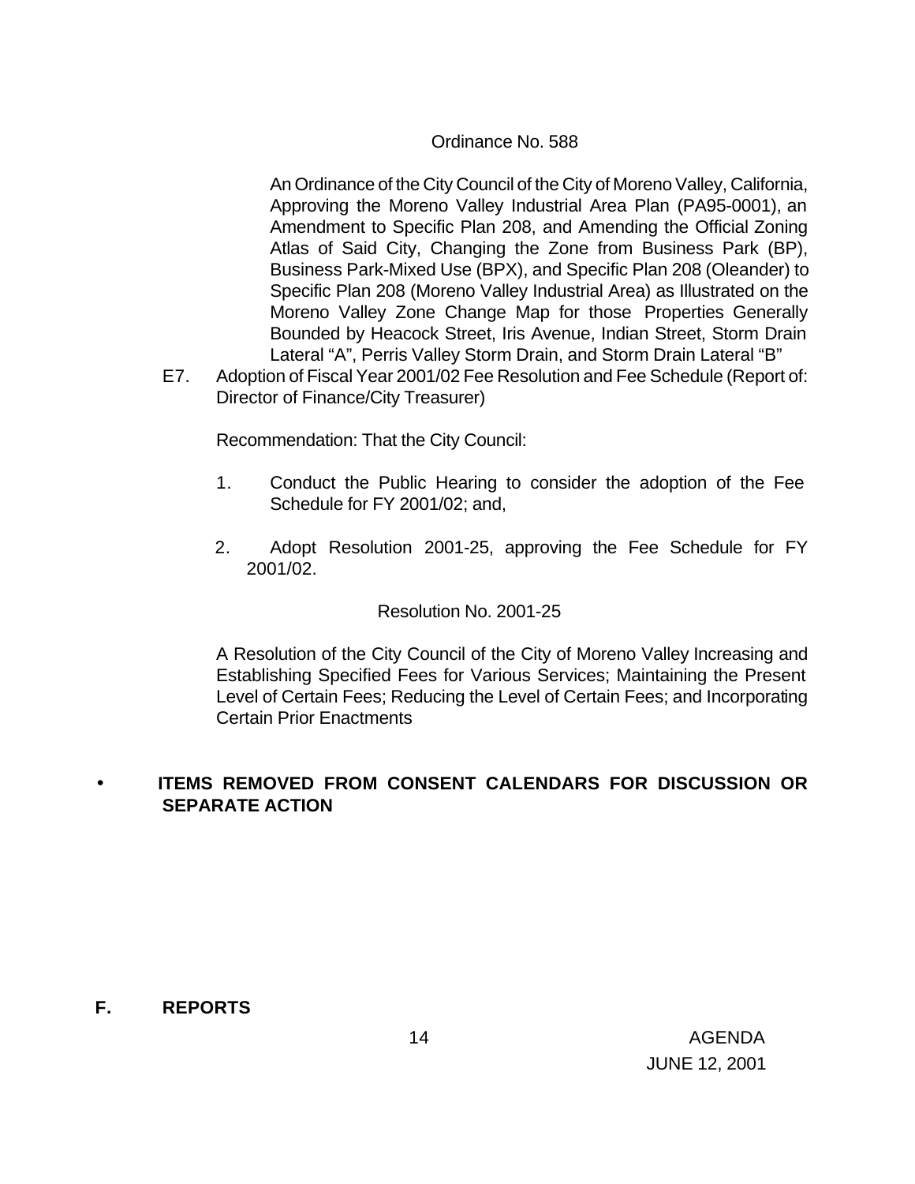Ordinance No. 588

An Ordinance of the City Council of the City of Moreno Valley, California, Approving the Moreno Valley Industrial Area Plan (PA95-0001), an Amendment to Specific Plan 208, and Amending the Official Zoning Atlas of Said City, Changing the Zone from Business Park (BP), Business Park-Mixed Use (BPX), and Specific Plan 208 (Oleander) to Specific Plan 208 (Moreno Valley Industrial Area) as Illustrated on the Moreno Valley Zone Change Map for those Properties Generally Bounded by Heacock Street, Iris Avenue, Indian Street, Storm Drain Lateral "A", Perris Valley Storm Drain, and Storm Drain Lateral "B"

E7. Adoption of Fiscal Year 2001/02 Fee Resolution and Fee Schedule (Report of: Director of Finance/City Treasurer)

Recommendation: That the City Council:

1. Conduct the Public Hearing to consider the adoption of the Fee Schedule for FY 2001/02; and,

2. Adopt Resolution 2001-25, approving the Fee Schedule for FY 2001/02.

Resolution No. 2001-25

A Resolution of the City Council of the City of Moreno Valley Increasing and Establishing Specified Fees for Various Services; Maintaining the Present Level of Certain Fees; Reducing the Level of Certain Fees; and Incorporating Certain Prior Enactments

- **ITEMS REMOVED FROM CONSENT CALENDARS FOR DISCUSSION OR SEPARATE ACTION**

## F. REPORTS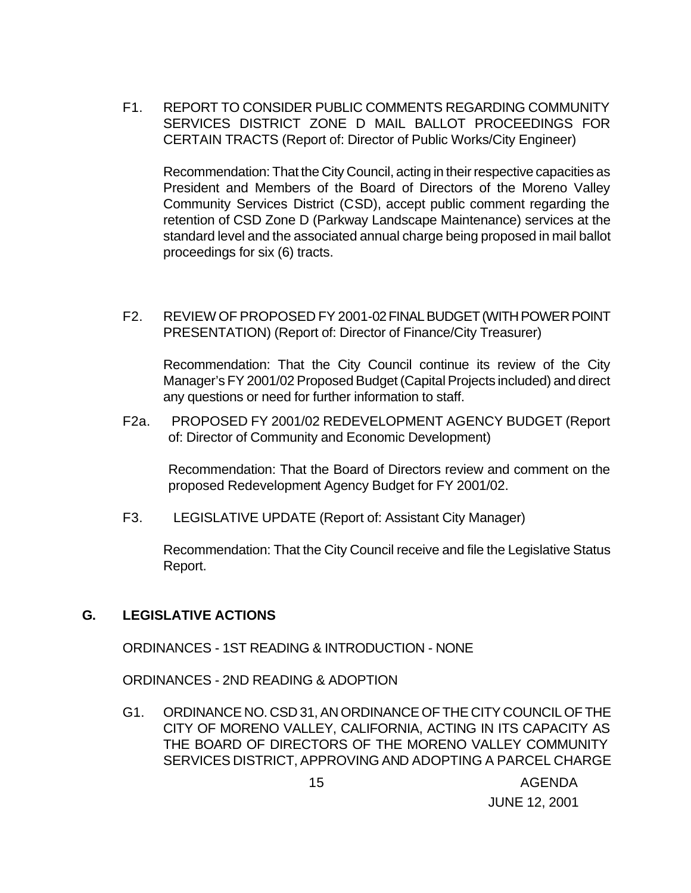F1. REPORT TO CONSIDER PUBLIC COMMENTS REGARDING COMMUNITY SERVICES DISTRICT ZONE D MAIL BALLOT PROCEEDINGS FOR CERTAIN TRACTS (Report of: Director of Public Works/City Engineer)

Recommendation: That the City Council, acting in their respective capacities as President and Members of the Board of Directors of the Moreno Valley Community Services District (CSD), accept public comment regarding the retention of CSD Zone D (Parkway Landscape Maintenance) services at the standard level and the associated annual charge being proposed in mail ballot proceedings for six (6) tracts.

F2. REVIEW OF PROPOSED FY 2001-02 FINAL BUDGET (WITH POWER POINT PRESENTATION) (Report of: Director of Finance/City Treasurer)

Recommendation: That the City Council continue its review of the City Manager's FY 2001/02 Proposed Budget (Capital Projects included) and direct any questions or need for further information to staff.

F2a. PROPOSED FY 2001/02 REDEVELOPMENT AGENCY BUDGET (Report of: Director of Community and Economic Development)

Recommendation: That the Board of Directors review and comment on the proposed Redevelopment Agency Budget for FY 2001/02.

F3. LEGISLATIVE UPDATE (Report of: Assistant City Manager)

Recommendation: That the City Council receive and file the Legislative Status Report.

## G. LEGISLATIVE ACTIONS

ORDINANCES - 1ST READING & INTRODUCTION - NONE

ORDINANCES - 2ND READING & ADOPTION

G1. ORDINANCE NO. CSD 31, AN ORDINANCE OF THE CITY COUNCIL OF THE CITY OF MORENO VALLEY, CALIFORNIA, ACTING IN ITS CAPACITY AS THE BOARD OF DIRECTORS OF THE MORENO VALLEY COMMUNITY SERVICES DISTRICT, APPROVING AND ADOPTING A PARCEL CHARGE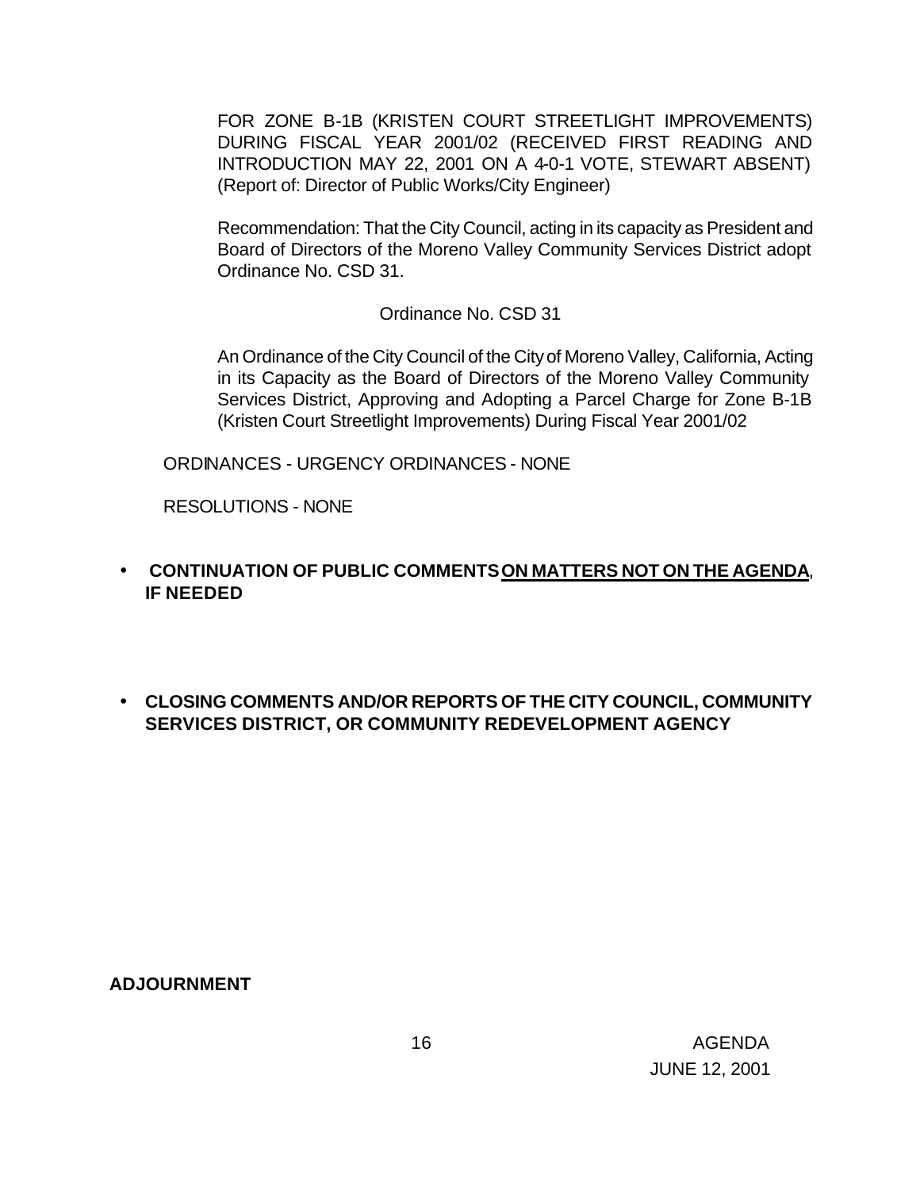FOR ZONE B-1B (KRISTEN COURT STREETLIGHT IMPROVEMENTS) DURING FISCAL YEAR 2001/02 (RECEIVED FIRST READING AND INTRODUCTION MAY 22, 2001 ON A 4-0-1 VOTE, STEWART ABSENT) (Report of: Director of Public Works/City Engineer)

Recommendation: That the City Council, acting in its capacity as President and Board of Directors of the Moreno Valley Community Services District adopt Ordinance No. CSD 31.

Ordinance No. CSD 31

An Ordinance of the City Council of the City of Moreno Valley, California, Acting in its Capacity as the Board of Directors of the Moreno Valley Community Services District, Approving and Adopting a Parcel Charge for Zone B-1B (Kristen Court Streetlight Improvements) During Fiscal Year 2001/02

ORDINANCES - URGENCY ORDINANCES - NONE

RESOLUTIONS - NONE

- **CONTINUATION OF PUBLIC COMMENTS <u>ON MATTERS NOT ON THE AGENDA</u>, IF NEEDED**

- **CLOSING COMMENTS AND/OR REPORTS OF THE CITY COUNCIL, COMMUNITY SERVICES DISTRICT, OR COMMUNITY REDEVELOPMENT AGENCY**

**ADJOURNMENT**